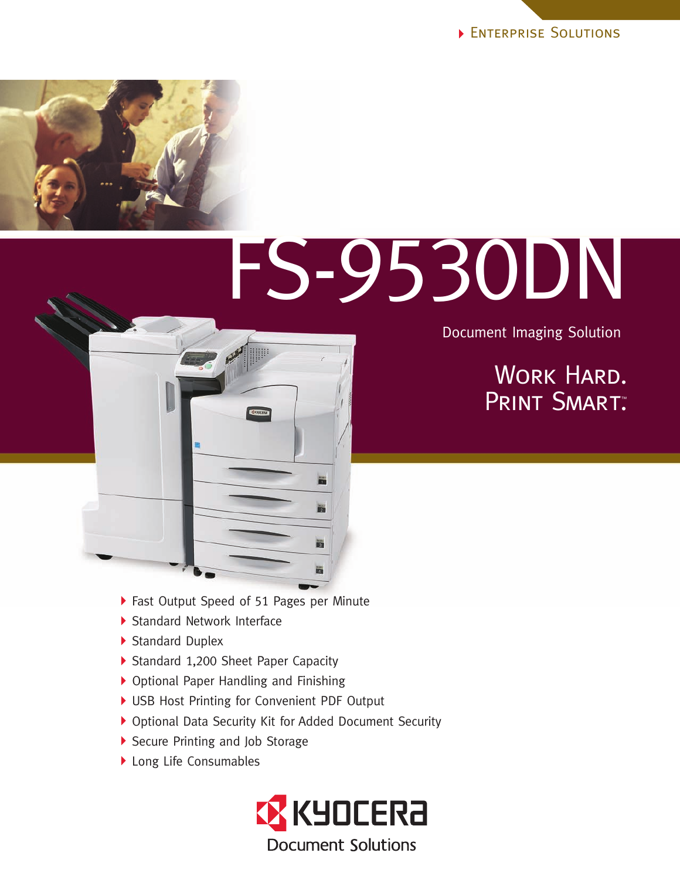Enterprise Solutions

# FS-9530DN

Document Imaging Solution

## Work Hard. Print Smart.™

- Fast Output Speed of 51 Pages per Minute
- Standard Network Interface
- Standard Duplex
- Standard 1,200 Sheet Paper Capacity
- Optional Paper Handling and Finishing
- USB Host Printing for Convenient PDF Output
- Optional Data Security Kit for Added Document Security
- Secure Printing and Job Storage
- Long Life Consumables

KYOCERA Document Solutions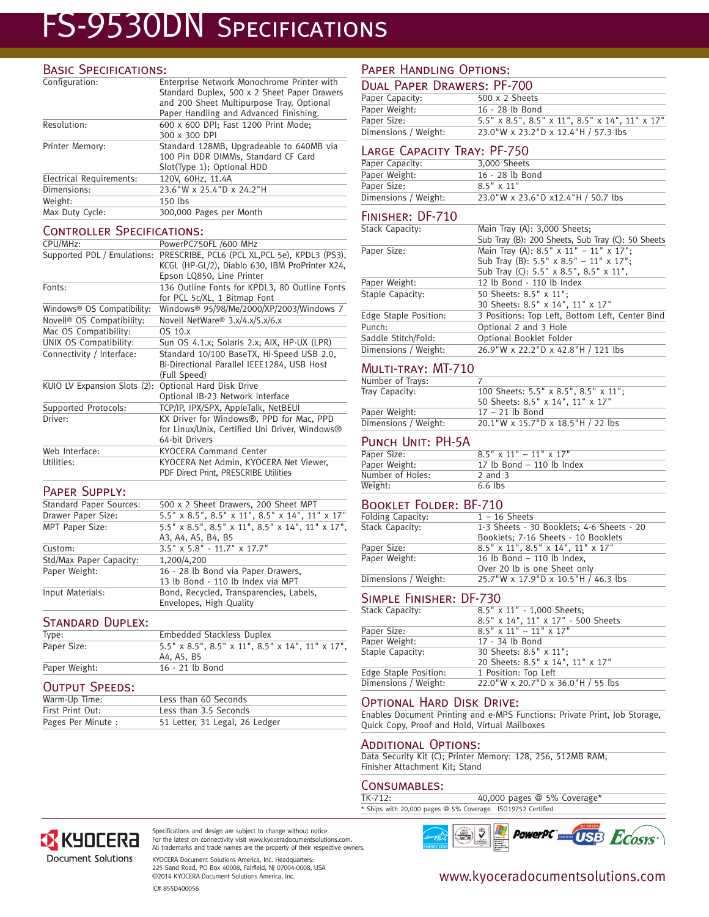# FS-9530DN Specifications

## Basic Specifications:

| | |
|---|---|
| Configuration: | Enterprise Network Monochrome Printer with Standard Duplex, 500 x 2 Sheet Paper Drawers and 200 Sheet Multipurpose Tray. Optional Paper Handling and Advanced Finishing. |
| Resolution: | 600 x 600 DPI; Fast 1200 Print Mode; 300 x 300 DPI |
| Printer Memory: | Standard 128MB, Upgradeable to 640MB via 100 Pin DDR DIMMs, Standard CF Card Slot(Type 1); Optional HDD |
| Electrical Requirements: | 120V, 60Hz, 11.4A |
| Dimensions: | 23.6"W x 25.4"D x 24.2"H |
| Weight: | 150 lbs |
| Max Duty Cycle: | 300,000 Pages per Month |

## Controller Specifications:

| | |
|---|---|
| CPU/MHz: | PowerPC750FL /600 MHz |
| Supported PDL / Emulations: | PRESCRIBE, PCL6 (PCL XL,PCL 5e), KPDL3 (PS3), KCGL (HP-GL/2), Diablo 630, IBM ProPrinter X24, Epson LQ850, Line Printer |
| Fonts: | 136 Outline Fonts for KPDL3, 80 Outline Fonts for PCL 5c/XL, 1 Bitmap Font |
| Windows® OS Compatibility: | Windows® 95/98/Me/2000/XP/2003/Windows 7 |
| Novell® OS Compatibility: | Novell NetWare® 3.x/4.x/5.x/6.x |
| Mac OS Compatibility: | OS 10.x |
| UNIX OS Compatibility: | Sun OS 4.1.x; Solaris 2.x; AIX, HP-UX (LPR) |
| Connectivity / Interface: | Standard 10/100 BaseTX, Hi-Speed USB 2.0, Bi-Directional Parallel IEEE1284, USB Host (Full Speed) |
| KUIO LV Expansion Slots (2): | Optional Hard Disk Drive<br>Optional IB-23 Network Interface |
| Supported Protocols: | TCP/IP, IPX/SPX, AppleTalk, NetBEUI |
| Driver: | KX Driver for Windows®, PPD for Mac, PPD for Linux/Unix, Certified Uni Driver, Windows® 64-bit Drivers |
| Web Interface: | KYOCERA Command Center |
| Utilities: | KYOCERA Net Admin, KYOCERA Net Viewer, PDF Direct Print, PRESCRIBE Utilities |

## Paper Supply:

| | |
|---|---|
| Standard Paper Sources: | 500 x 2 Sheet Drawers, 200 Sheet MPT |
| Drawer Paper Size: | 5.5" x 8.5", 8.5" x 11", 8.5" x 14", 11" x 17" |
| MPT Paper Size: | 5.5" x 8.5", 8.5" x 11", 8.5" x 14", 11" x 17", A3, A4, A5, B4, B5 |
| Custom: | 3.5" x 5.8" - 11.7" x 17.7" |
| Std/Max Paper Capacity: | 1,200/4,200 |
| Paper Weight: | 16 - 28 lb Bond via Paper Drawers,<br>13 lb Bond - 110 lb Index via MPT |
| Input Materials: | Bond, Recycled, Transparencies, Labels, Envelopes, High Quality |

## Standard Duplex:

| | |
|---|---|
| Type: | Embedded Stackless Duplex |
| Paper Size: | 5.5" x 8.5", 8.5" x 11", 8.5" x 14", 11" x 17", A4, A5, B5 |
| Paper Weight: | 16 - 21 lb Bond |

## Output Speeds:

| | |
|---|---|
| Warm-Up Time: | Less than 60 Seconds |
| First Print Out: | Less than 3.5 Seconds |
| Pages Per Minute : | 51 Letter, 31 Legal, 26 Ledger |

## Paper Handling Options:

### Dual Paper Drawers: PF-700

| | |
|---|---|
| Paper Capacity: | 500 x 2 Sheets |
| Paper Weight: | 16 - 28 lb Bond |
| Paper Size: | 5.5" x 8.5", 8.5" x 11", 8.5" x 14", 11" x 17" |
| Dimensions / Weight: | 23.0"W x 23.2"D x 12.4"H / 57.3 lbs |

### Large Capacity Tray: PF-750

| | |
|---|---|
| Paper Capacity: | 3,000 Sheets |
| Paper Weight: | 16 - 28 lb Bond |
| Paper Size: | 8.5" x 11" |
| Dimensions / Weight: | 23.0"W x 23.6"D x12.4"H / 50.7 lbs |

### Finisher: DF-710

| | |
|---|---|
| Stack Capacity: | Main Tray (A): 3,000 Sheets;<br>Sub Tray (B): 200 Sheets, Sub Tray (C): 50 Sheets |
| Paper Size: | Main Tray (A): 8.5" x 11" – 11" x 17";<br>Sub Tray (B): 5.5" x 8.5" – 11" x 17";<br>Sub Tray (C): 5.5" x 8.5", 8.5" x 11", |
| Paper Weight: | 12 lb Bond - 110 lb Index |
| Staple Capacity: | 50 Sheets: 8.5" x 11";<br>30 Sheets: 8.5" x 14", 11" x 17" |
| Edge Staple Position: | 3 Positions: Top Left, Bottom Left, Center Bind |
| Punch: | Optional 2 and 3 Hole |
| Saddle Stitch/Fold: | Optional Booklet Folder |
| Dimensions / Weight: | 26.9"W x 22.2"D x 42.8"H / 121 lbs |

### Multi-tray: MT-710

| | |
|---|---|
| Number of Trays: | 7 |
| Tray Capacity: | 100 Sheets: 5.5" x 8.5", 8.5" x 11";<br>50 Sheets: 8.5" x 14", 11" x 17" |
| Paper Weight: | 17 – 21 lb Bond |
| Dimensions / Weight: | 20.1"W x 15.7"D x 18.5"H / 22 lbs |

### Punch Unit: PH-5A

| | |
|---|---|
| Paper Size: | 8.5" x 11" – 11" x 17" |
| Paper Weight: | 17 lb Bond – 110 lb Index |
| Number of Holes: | 2 and 3 |
| Weight: | 6.6 lbs |

### Booklet Folder: BF-710

| | |
|---|---|
| Folding Capacity: | 1 – 16 Sheets |
| Stack Capacity: | 1-3 Sheets - 30 Booklets; 4-6 Sheets - 20 Booklets; 7-16 Sheets - 10 Booklets |
| Paper Size: | 8.5" x 11", 8.5" x 14", 11" x 17" |
| Paper Weight: | 16 lb Bond – 110 lb Index,<br>Over 20 lb is one Sheet only |
| Dimensions / Weight: | 25.7"W x 17.9"D x 10.5"H / 46.3 lbs |

### Simple Finisher: DF-730

| | |
|---|---|
| Stack Capacity: | 8.5" x 11" - 1,000 Sheets;<br>8.5" x 14", 11" x 17" - 500 Sheets |
| Paper Size: | 8.5" x 11" – 11" x 17" |
| Paper Weight: | 17 - 34 lb Bond |
| Staple Capacity: | 30 Sheets: 8.5" x 11";<br>20 Sheets: 8.5" x 14", 11" x 17" |
| Edge Staple Position: | 1 Position: Top Left |
| Dimensions / Weight: | 22.0"W x 20.7"D x 36.0"H / 55 lbs |

## Optional Hard Disk Drive:

Enables Document Printing and e-MPS Functions: Private Print, Job Storage, Quick Copy, Proof and Hold, Virtual Mailboxes

## Additional Options:

Data Security Kit (C); Printer Memory: 128, 256, 512MB RAM; Finisher Attachment Kit; Stand

## Consumables:

| | |
|---|---|
| TK-712: | 40,000 pages @ 5% Coverage* |

\* Ships with 20,000 pages @ 5% Coverage. ISO19752 Certified

KYOCERA Document Solutions

Specifications and design are subject to change without notice.
For the latest on connectivity visit www.kyoceradocumentsolutions.com.
All trademarks and trade names are the property of their respective owners.

KYOCERA Document Solutions America, Inc. Headquarters:
225 Sand Road, PO Box 40008, Fairfield, NJ 07004-0008, USA
©2014 KYOCERA Document Solutions America, Inc.

IC# 855D400056

www.kyoceradocumentsolutions.com